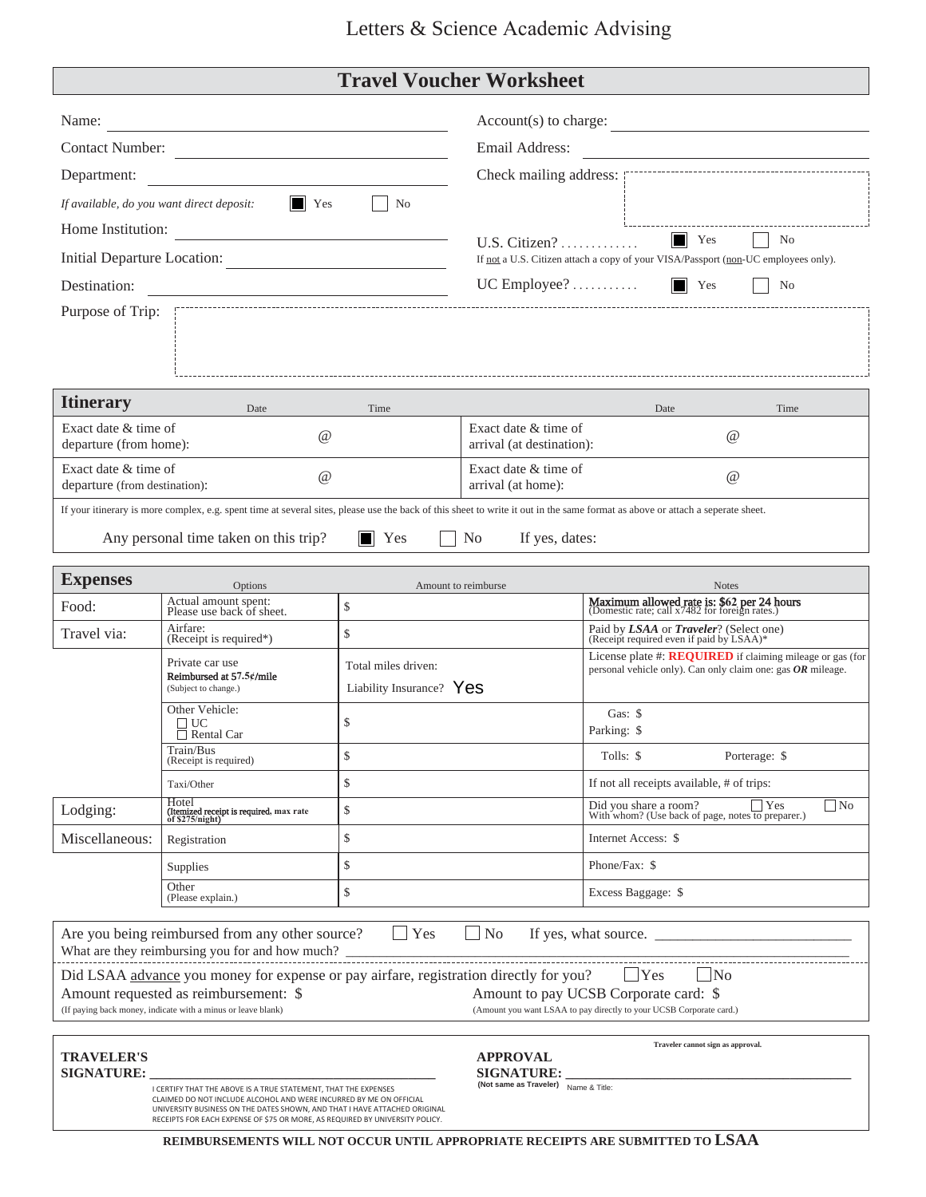Letters & Science Academic Advising

# Travel Voucher Worksheet

Name: ______________________

Account(s) to charge: ______________________

Contact Number: ______________________

Email Address: ______________________

Department: ______________________

Check mailing address: ______________________

*If available, do you want direct deposit:* ☒ Yes ☐ No

Home Institution: ______________________

U.S. Citizen? . . . . . . . . . . . . . ☒ Yes ☐ No

If not a U.S. Citizen attach a copy of your VISA/Passport (non-UC employees only).

Initial Departure Location: ______________________

UC Employee? . . . . . . . . . . . ☒ Yes ☐ No

Destination: ______________________

Purpose of Trip: ______________________

## Itinerary

| | Date | Time | | Date | Time |
|---|---|---|---|---|---|
| Exact date & time of departure (from home): | @ | | Exact date & time of arrival (at destination): | @ | |
| Exact date & time of departure (from destination): | @ | | Exact date & time of arrival (at home): | @ | |

If your itinerary is more complex, e.g. spent time at several sites, please use the back of this sheet to write it out in the same format as above or attach a seperate sheet.

Any personal time taken on this trip? ☒ Yes ☐ No If yes, dates:

## Expenses

| | Options | Amount to reimburse | Notes |
|---|---|---|---|
| Food: | Actual amount spent: Please use back of sheet. | $ | **Maximum allowed rate is: $62 per 24 hours** (Domestic rate; call x7482 for foreign rates.) |
| Travel via: | Airfare: (Receipt is required*) | $ | Paid by ***LSAA*** or ***Traveler***? (Select one) (Receipt required even if paid by LSAA)* |
| | Private car use **Reimbursed at 57.5¢/mile** (Subject to change.) | Total miles driven: Liability Insurance? Yes | License plate #: **REQUIRED** if claiming mileage or gas (for personal vehicle only). Can only claim one: gas ***OR*** mileage. |
| | Other Vehicle: ☐ UC ☐ Rental Car | $ | Gas: $ Parking: $ |
| | Train/Bus (Receipt is required) | $ | Tolls: $ Porterage: $ |
| | Taxi/Other | $ | If not all receipts available, # of trips: |
| Lodging: | Hotel (Itemized receipt is required, max rate of $275/night) | $ | Did you share a room? ☐ Yes ☐ No With whom? (Use back of page, notes to preparer.) |
| Miscellaneous: | Registration | $ | Internet Access: $ |
| | Supplies | $ | Phone/Fax: $ |
| | Other (Please explain.) | $ | Excess Baggage: $ |

Are you being reimbursed from any other source? ☐ Yes ☐ No If yes, what source. ______________________

What are they reimbursing you for and how much? ______________________

Did LSAA advance you money for expense or pay airfare, registration directly for you? ☐ Yes ☐ No

Amount requested as reimbursement: $
(If paying back money, indicate with a minus or leave blank)

Amount to pay UCSB Corporate card: $
(Amount you want LSAA to pay directly to your UCSB Corporate card.)

**TRAVELER'S SIGNATURE:** ______________________

I CERTIFY THAT THE ABOVE IS A TRUE STATEMENT, THAT THE EXPENSES CLAIMED DO NOT INCLUDE ALCOHOL AND WERE INCURRED BY ME ON OFFICIAL UNIVERSITY BUSINESS ON THE DATES SHOWN, AND THAT I HAVE ATTACHED ORIGINAL RECEIPTS FOR EACH EXPENSE OF $75 OR MORE, AS REQUIRED BY UNIVERSITY POLICY.

**Traveler cannot sign as approval.**

**APPROVAL SIGNATURE:** ______________________
**(Not same as Traveler)** Name & Title:

**REIMBURSEMENTS WILL NOT OCCUR UNTIL APPROPRIATE RECEIPTS ARE SUBMITTED TO LSAA**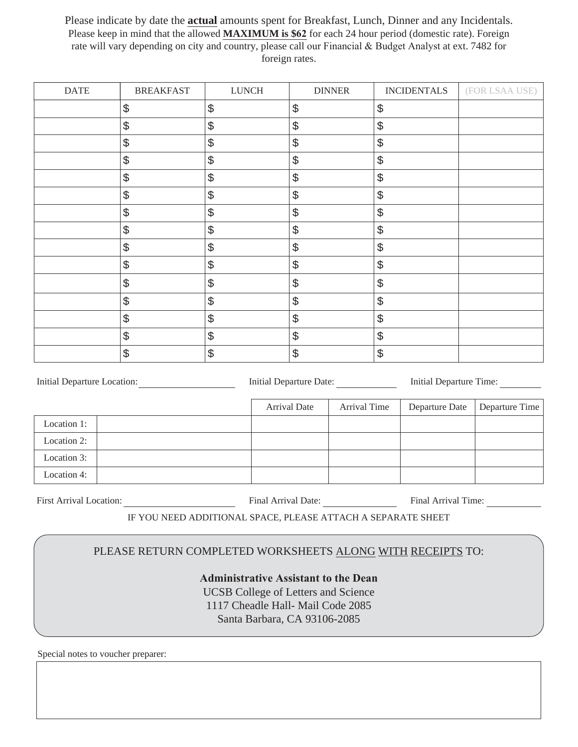Please indicate by date the **actual** amounts spent for Breakfast, Lunch, Dinner and any Incidentals.
Please keep in mind that the allowed **MAXIMUM is $62** for each 24 hour period (domestic rate). Foreign rate will vary depending on city and country, please call our Financial & Budget Analyst at ext. 7482 for foreign rates.

| DATE | BREAKFAST | LUNCH | DINNER | INCIDENTALS | (FOR LSAA USE) |
|---|---|---|---|---|---|
| | $ | $ | $ | $ | |
| | $ | $ | $ | $ | |
| | $ | $ | $ | $ | |
| | $ | $ | $ | $ | |
| | $ | $ | $ | $ | |
| | $ | $ | $ | $ | |
| | $ | $ | $ | $ | |
| | $ | $ | $ | $ | |
| | $ | $ | $ | $ | |
| | $ | $ | $ | $ | |
| | $ | $ | $ | $ | |
| | $ | $ | $ | $ | |
| | $ | $ | $ | $ | |
| | $ | $ | $ | $ | |
| | $ | $ | $ | $ | |

Initial Departure Location: \_\_\_\_\_\_\_\_\_\_ Initial Departure Date: \_\_\_\_\_\_\_\_\_\_ Initial Departure Time: \_\_\_\_\_\_\_\_\_\_

| | | Arrival Date | Arrival Time | Departure Date | Departure Time |
|---|---|---|---|---|---|
| Location 1: | | | | | |
| Location 2: | | | | | |
| Location 3: | | | | | |
| Location 4: | | | | | |

First Arrival Location: \_\_\_\_\_\_\_\_\_\_ Final Arrival Date: \_\_\_\_\_\_\_\_\_\_ Final Arrival Time: \_\_\_\_\_\_\_\_\_\_

IF YOU NEED ADDITIONAL SPACE, PLEASE ATTACH A SEPARATE SHEET

PLEASE RETURN COMPLETED WORKSHEETS ALONG WITH RECEIPTS TO:

**Administrative Assistant to the Dean**
UCSB College of Letters and Science
1117 Cheadle Hall- Mail Code 2085
Santa Barbara, CA 93106-2085

Special notes to voucher preparer: